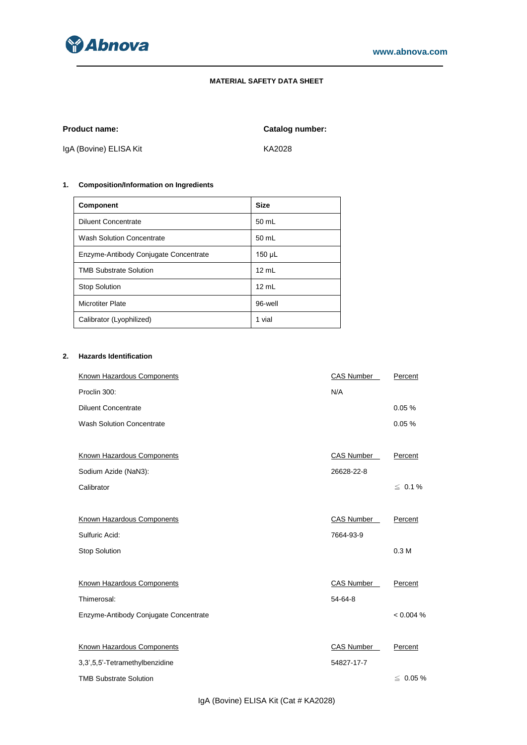# MATERIAL SAFETY DATA SHEET

**Product name:** IgA (Bovine) ELISA Kit

**Catalog number:** KA2028

## 1. Composition/Information on Ingredients

| Component | Size |
|---|---|
| Diluent Concentrate | 50 mL |
| Wash Solution Concentrate | 50 mL |
| Enzyme-Antibody Conjugate Concentrate | 150 µL |
| TMB Substrate Solution | 12 mL |
| Stop Solution | 12 mL |
| Microtiter Plate | 96-well |
| Calibrator (Lyophilized) | 1 vial |

## 2. Hazards Identification

| Known Hazardous Components | CAS Number | Percent |
|---|---|---|
| Proclin 300: | N/A | |
| Diluent Concentrate | | 0.05 % |
| Wash Solution Concentrate | | 0.05 % |

| Known Hazardous Components | CAS Number | Percent |
|---|---|---|
| Sodium Azide ($NaN_3$): | 26628-22-8 | |
| Calibrator | | ≦ 0.1 % |

| Known Hazardous Components | CAS Number | Percent |
|---|---|---|
| Sulfuric Acid: | 7664-93-9 | |
| Stop Solution | | 0.3 M |

| Known Hazardous Components | CAS Number | Percent |
|---|---|---|
| Thimerosal: | 54-64-8 | |
| Enzyme-Antibody Conjugate Concentrate | | < 0.004 % |

| Known Hazardous Components | CAS Number | Percent |
|---|---|---|
| 3,3',5,5'-Tetramethylbenzidine | 54827-17-7 | |
| TMB Substrate Solution | | ≦ 0.05 % |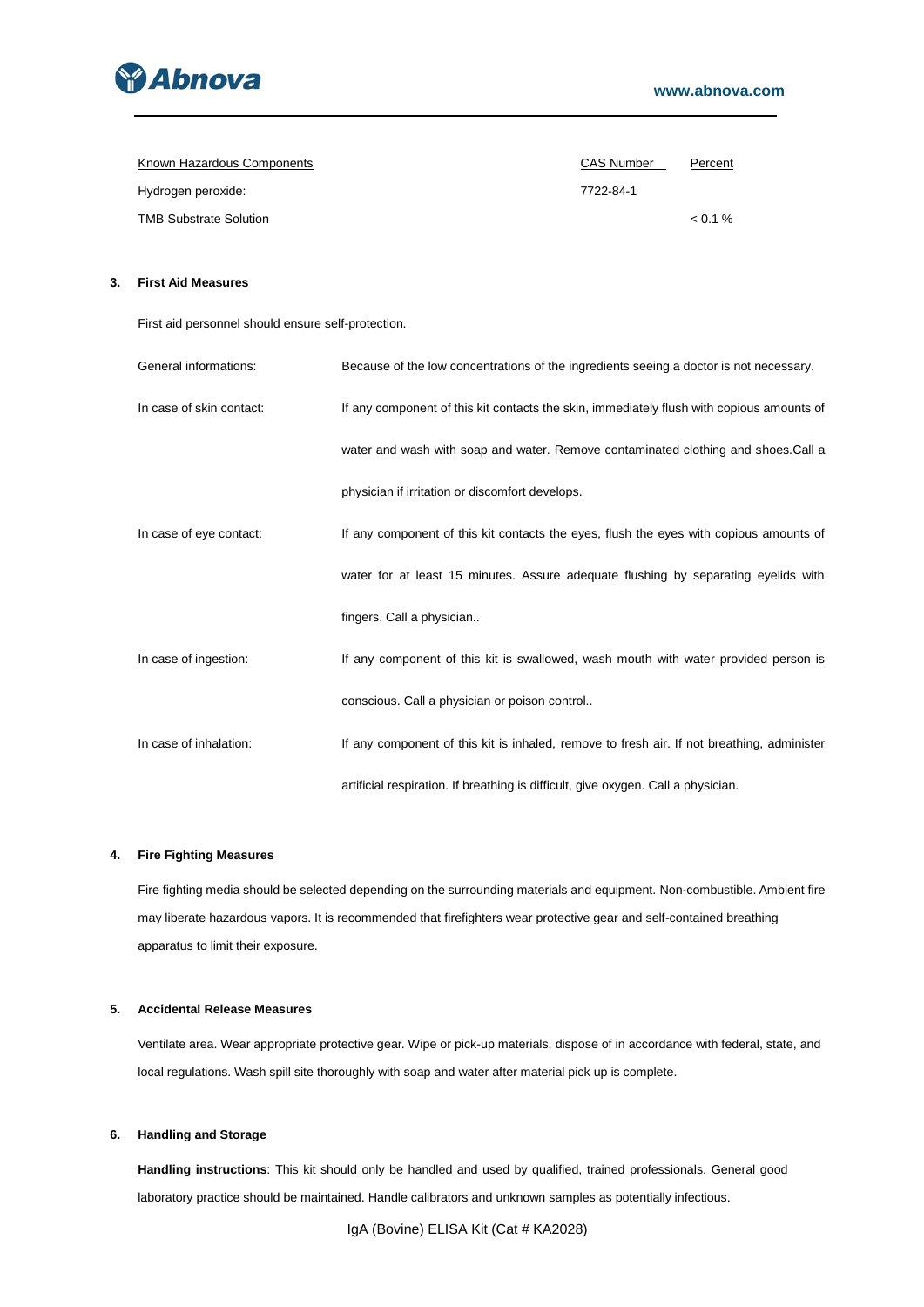| Known Hazardous Components | CAS Number | Percent |
|---|---|---|
| Hydrogen peroxide: | 7722-84-1 | |
| TMB Substrate Solution | | < 0.1 % |

**3. First Aid Measures**

First aid personnel should ensure self-protection.

General informations: Because of the low concentrations of the ingredients seeing a doctor is not necessary.

In case of skin contact: If any component of this kit contacts the skin, immediately flush with copious amounts of water and wash with soap and water. Remove contaminated clothing and shoes.Call a physician if irritation or discomfort develops.

In case of eye contact: If any component of this kit contacts the eyes, flush the eyes with copious amounts of water for at least 15 minutes. Assure adequate flushing by separating eyelids with fingers. Call a physician..

In case of ingestion: If any component of this kit is swallowed, wash mouth with water provided person is conscious. Call a physician or poison control..

In case of inhalation: If any component of this kit is inhaled, remove to fresh air. If not breathing, administer artificial respiration. If breathing is difficult, give oxygen. Call a physician.

**4. Fire Fighting Measures**

Fire fighting media should be selected depending on the surrounding materials and equipment. Non-combustible. Ambient fire may liberate hazardous vapors. It is recommended that firefighters wear protective gear and self-contained breathing apparatus to limit their exposure.

**5. Accidental Release Measures**

Ventilate area. Wear appropriate protective gear. Wipe or pick-up materials, dispose of in accordance with federal, state, and local regulations. Wash spill site thoroughly with soap and water after material pick up is complete.

**6. Handling and Storage**

**Handling instructions**: This kit should only be handled and used by qualified, trained professionals. General good laboratory practice should be maintained. Handle calibrators and unknown samples as potentially infectious.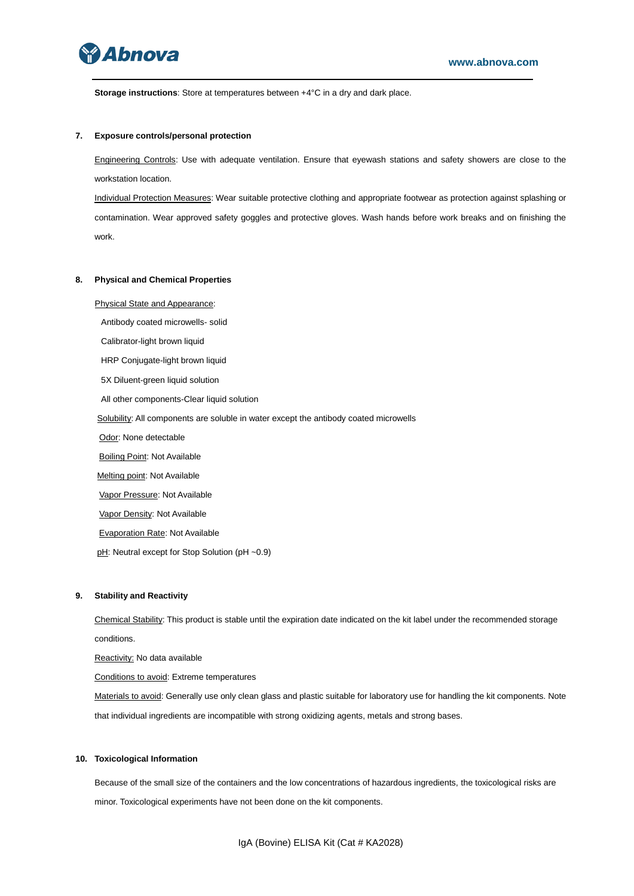**Storage instructions**: Store at temperatures between +4°C in a dry and dark place.

## 7. Exposure controls/personal protection

Engineering Controls: Use with adequate ventilation. Ensure that eyewash stations and safety showers are close to the workstation location.

Individual Protection Measures: Wear suitable protective clothing and appropriate footwear as protection against splashing or contamination. Wear approved safety goggles and protective gloves. Wash hands before work breaks and on finishing the work.

## 8. Physical and Chemical Properties

Physical State and Appearance:

Antibody coated microwells- solid

Calibrator-light brown liquid

HRP Conjugate-light brown liquid

5X Diluent-green liquid solution

All other components-Clear liquid solution

Solubility: All components are soluble in water except the antibody coated microwells

Odor: None detectable

Boiling Point: Not Available

Melting point: Not Available

Vapor Pressure: Not Available

Vapor Density: Not Available

Evaporation Rate: Not Available

pH: Neutral except for Stop Solution (pH ~0.9)

## 9. Stability and Reactivity

Chemical Stability: This product is stable until the expiration date indicated on the kit label under the recommended storage conditions.

Reactivity: No data available

Conditions to avoid: Extreme temperatures

Materials to avoid: Generally use only clean glass and plastic suitable for laboratory use for handling the kit components. Note that individual ingredients are incompatible with strong oxidizing agents, metals and strong bases.

## 10. Toxicological Information

Because of the small size of the containers and the low concentrations of hazardous ingredients, the toxicological risks are minor. Toxicological experiments have not been done on the kit components.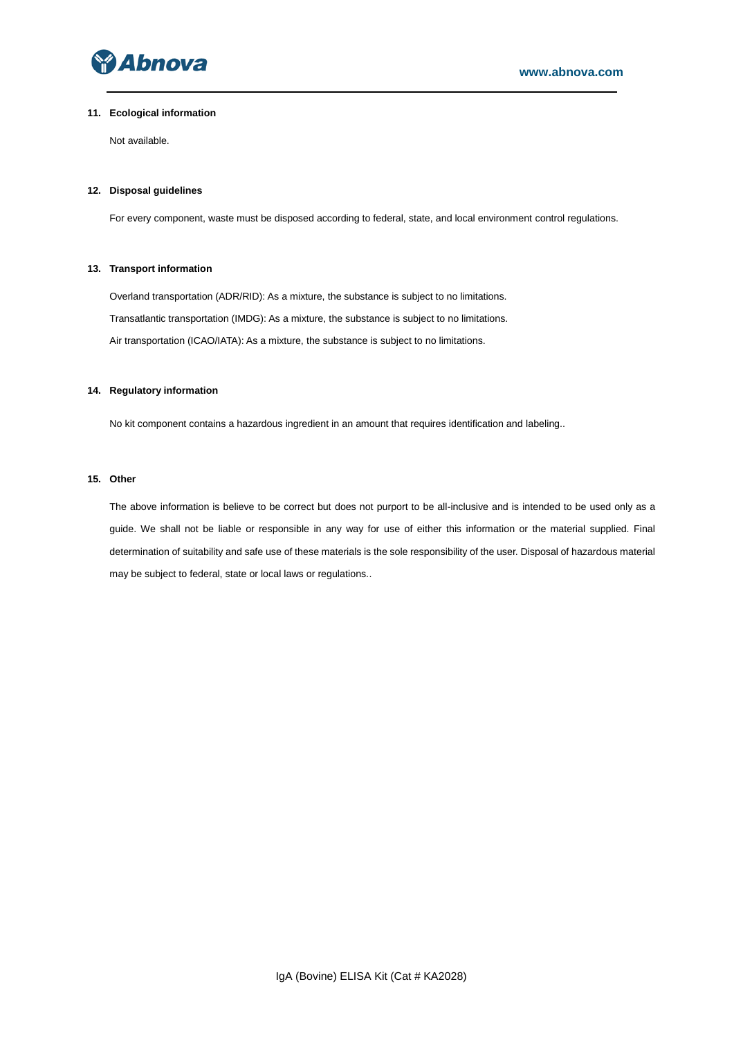## 11. Ecological information

Not available.

## 12. Disposal guidelines

For every component, waste must be disposed according to federal, state, and local environment control regulations.

## 13. Transport information

Overland transportation (ADR/RID): As a mixture, the substance is subject to no limitations.

Transatlantic transportation (IMDG): As a mixture, the substance is subject to no limitations.

Air transportation (ICAO/IATA): As a mixture, the substance is subject to no limitations.

## 14. Regulatory information

No kit component contains a hazardous ingredient in an amount that requires identification and labeling..

## 15. Other

The above information is believe to be correct but does not purport to be all-inclusive and is intended to be used only as a guide. We shall not be liable or responsible in any way for use of either this information or the material supplied. Final determination of suitability and safe use of these materials is the sole responsibility of the user. Disposal of hazardous material may be subject to federal, state or local laws or regulations..